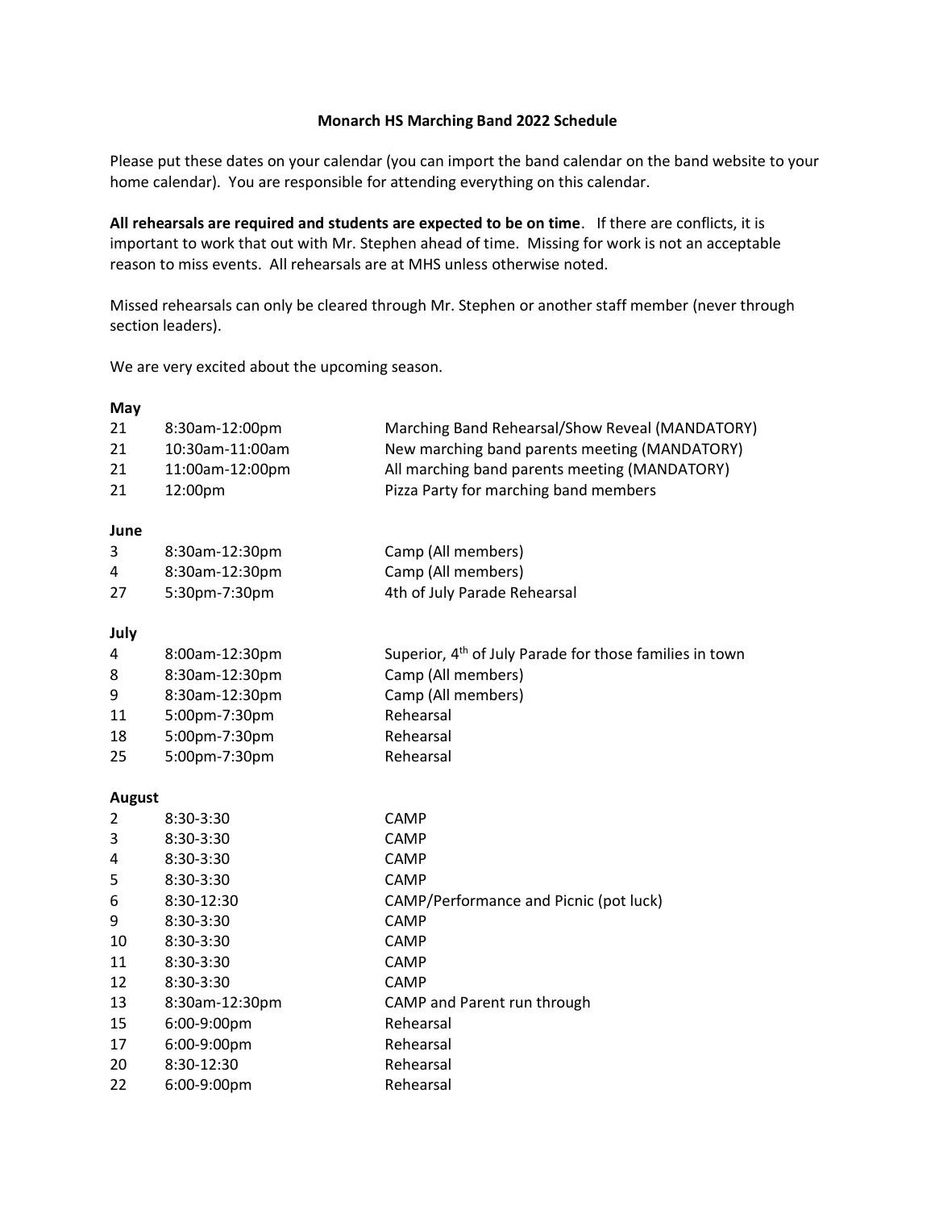# Monarch HS Marching Band 2022 Schedule

Please put these dates on your calendar (you can import the band calendar on the band website to your home calendar). You are responsible for attending everything on this calendar.

**All rehearsals are required and students are expected to be on time**. If there are conflicts, it is important to work that out with Mr. Stephen ahead of time. Missing for work is not an acceptable reason to miss events. All rehearsals are at MHS unless otherwise noted.

Missed rehearsals can only be cleared through Mr. Stephen or another staff member (never through section leaders).

We are very excited about the upcoming season.

**May**

| | | |
|---|---|---|
| 21 | 8:30am-12:00pm | Marching Band Rehearsal/Show Reveal (MANDATORY) |
| 21 | 10:30am-11:00am | New marching band parents meeting (MANDATORY) |
| 21 | 11:00am-12:00pm | All marching band parents meeting (MANDATORY) |
| 21 | 12:00pm | Pizza Party for marching band members |

**June**

| | | |
|---|---|---|
| 3 | 8:30am-12:30pm | Camp (All members) |
| 4 | 8:30am-12:30pm | Camp (All members) |
| 27 | 5:30pm-7:30pm | 4th of July Parade Rehearsal |

**July**

| | | |
|---|---|---|
| 4 | 8:00am-12:30pm | Superior, 4th of July Parade for those families in town |
| 8 | 8:30am-12:30pm | Camp (All members) |
| 9 | 8:30am-12:30pm | Camp (All members) |
| 11 | 5:00pm-7:30pm | Rehearsal |
| 18 | 5:00pm-7:30pm | Rehearsal |
| 25 | 5:00pm-7:30pm | Rehearsal |

**August**

| | | |
|---|---|---|
| 2 | 8:30-3:30 | CAMP |
| 3 | 8:30-3:30 | CAMP |
| 4 | 8:30-3:30 | CAMP |
| 5 | 8:30-3:30 | CAMP |
| 6 | 8:30-12:30 | CAMP/Performance and Picnic (pot luck) |
| 9 | 8:30-3:30 | CAMP |
| 10 | 8:30-3:30 | CAMP |
| 11 | 8:30-3:30 | CAMP |
| 12 | 8:30-3:30 | CAMP |
| 13 | 8:30am-12:30pm | CAMP and Parent run through |
| 15 | 6:00-9:00pm | Rehearsal |
| 17 | 6:00-9:00pm | Rehearsal |
| 20 | 8:30-12:30 | Rehearsal |
| 22 | 6:00-9:00pm | Rehearsal |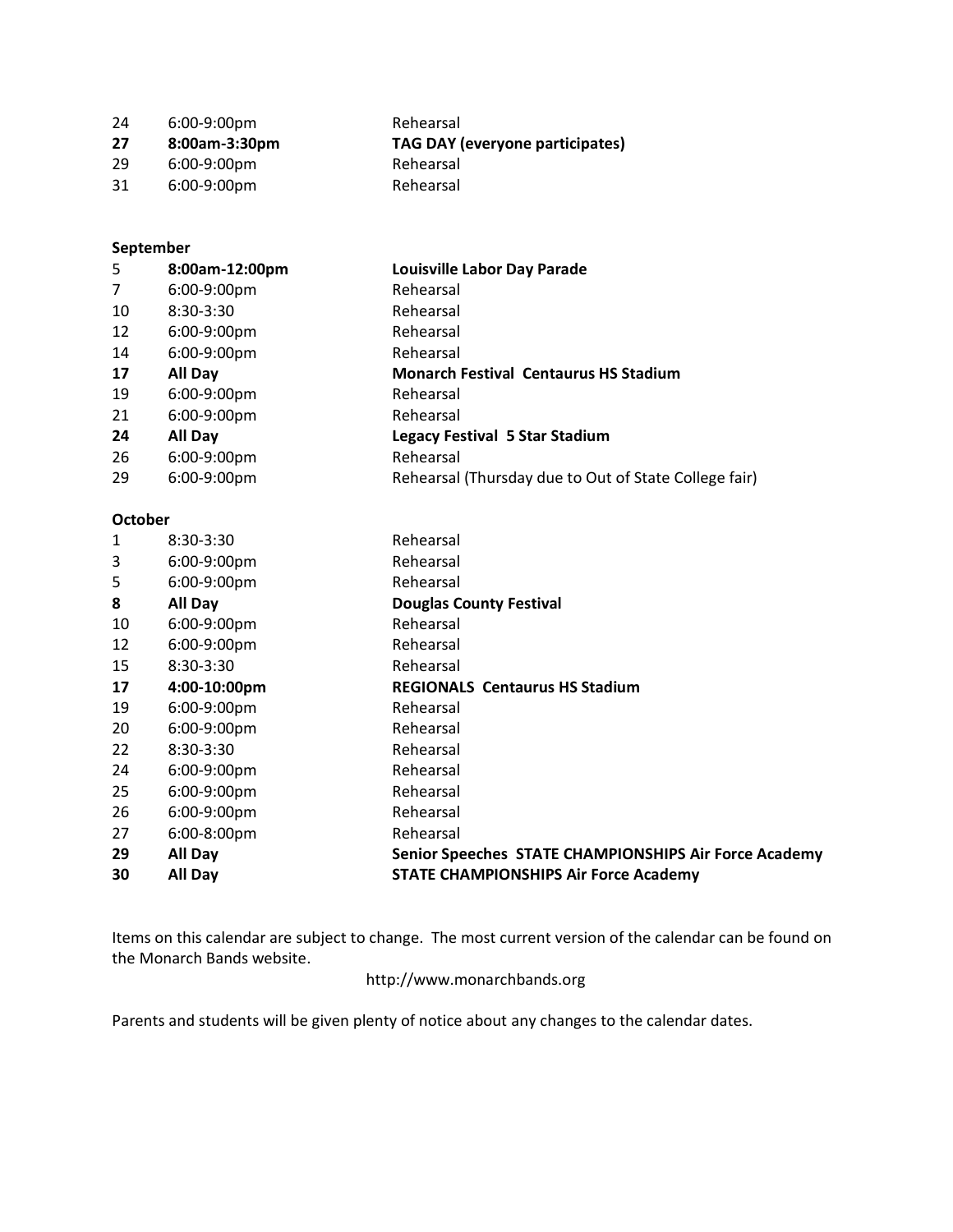| | | |
|---|---|---|
| 24 | 6:00-9:00pm | Rehearsal |
| **27** | **8:00am-3:30pm** | **TAG DAY (everyone participates)** |
| 29 | 6:00-9:00pm | Rehearsal |
| 31 | 6:00-9:00pm | Rehearsal |

**September**

| | | |
|---|---|---|
| 5 | **8:00am-12:00pm** | **Louisville Labor Day Parade** |
| 7 | 6:00-9:00pm | Rehearsal |
| 10 | 8:30-3:30 | Rehearsal |
| 12 | 6:00-9:00pm | Rehearsal |
| 14 | 6:00-9:00pm | Rehearsal |
| **17** | **All Day** | **Monarch Festival Centaurus HS Stadium** |
| 19 | 6:00-9:00pm | Rehearsal |
| 21 | 6:00-9:00pm | Rehearsal |
| **24** | **All Day** | **Legacy Festival 5 Star Stadium** |
| 26 | 6:00-9:00pm | Rehearsal |
| 29 | 6:00-9:00pm | Rehearsal (Thursday due to Out of State College fair) |

**October**

| | | |
|---|---|---|
| 1 | 8:30-3:30 | Rehearsal |
| 3 | 6:00-9:00pm | Rehearsal |
| 5 | 6:00-9:00pm | Rehearsal |
| **8** | **All Day** | **Douglas County Festival** |
| 10 | 6:00-9:00pm | Rehearsal |
| 12 | 6:00-9:00pm | Rehearsal |
| 15 | 8:30-3:30 | Rehearsal |
| **17** | **4:00-10:00pm** | **REGIONALS Centaurus HS Stadium** |
| 19 | 6:00-9:00pm | Rehearsal |
| 20 | 6:00-9:00pm | Rehearsal |
| 22 | 8:30-3:30 | Rehearsal |
| 24 | 6:00-9:00pm | Rehearsal |
| 25 | 6:00-9:00pm | Rehearsal |
| 26 | 6:00-9:00pm | Rehearsal |
| 27 | 6:00-8:00pm | Rehearsal |
| **29** | **All Day** | **Senior Speeches STATE CHAMPIONSHIPS Air Force Academy** |
| **30** | **All Day** | **STATE CHAMPIONSHIPS Air Force Academy** |

Items on this calendar are subject to change. The most current version of the calendar can be found on the Monarch Bands website.

http://www.monarchbands.org

Parents and students will be given plenty of notice about any changes to the calendar dates.